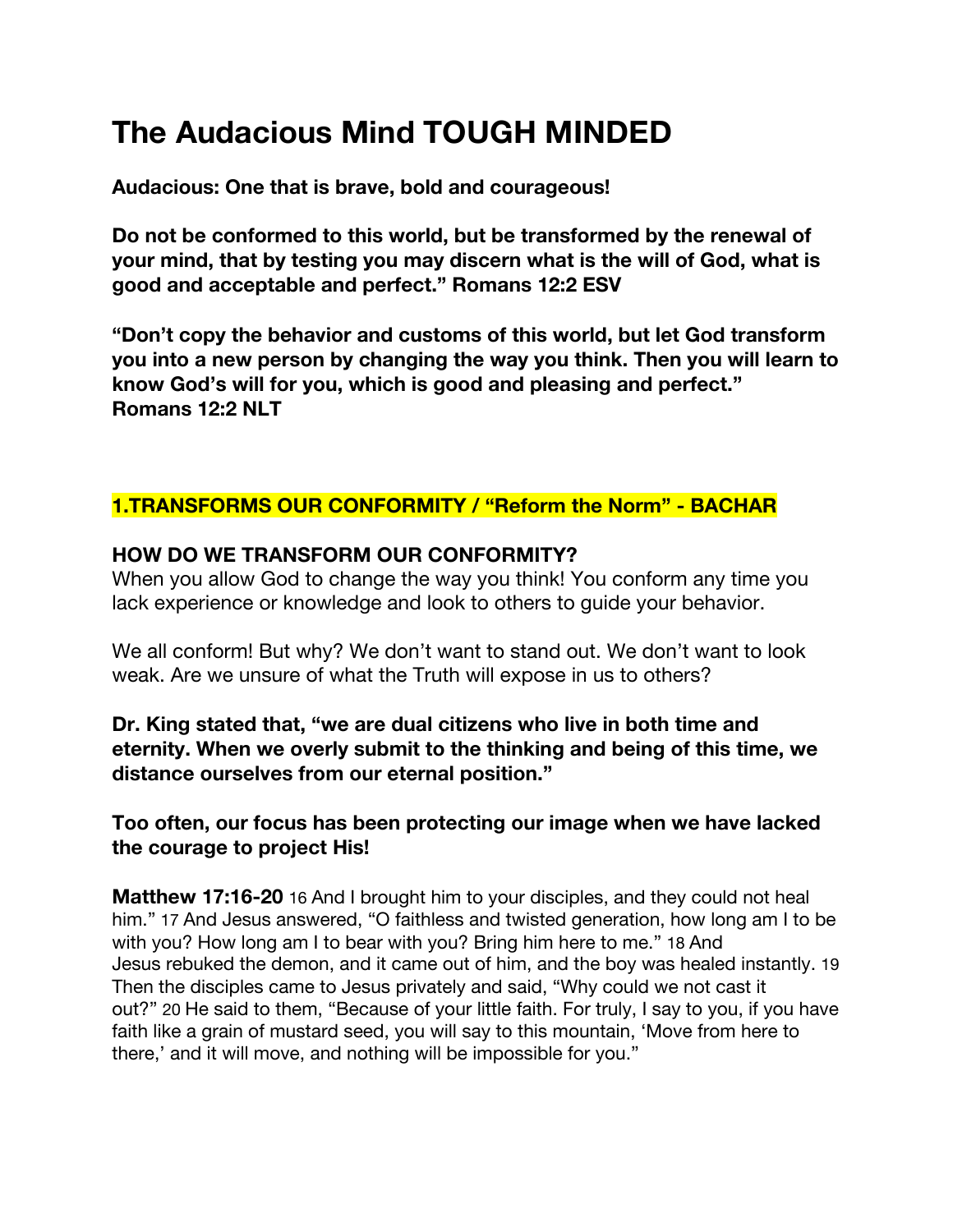# The Audacious Mind TOUGH MINDED

**Audacious: One that is brave, bold and courageous!**

**Do not be conformed to this world, but be transformed by the renewal of your mind, that by testing you may discern what is the will of God, what is good and acceptable and perfect." Romans 12:2 ESV**

**"Don't copy the behavior and customs of this world, but let God transform you into a new person by changing the way you think. Then you will learn to know God's will for you, which is good and pleasing and perfect." Romans 12:2 NLT**

## 1.TRANSFORMS OUR CONFORMITY / "Reform the Norm" - BACHAR

**HOW DO WE TRANSFORM OUR CONFORMITY?**

When you allow God to change the way you think! You conform any time you lack experience or knowledge and look to others to guide your behavior.

We all conform! But why? We don't want to stand out. We don't want to look weak. Are we unsure of what the Truth will expose in us to others?

**Dr. King stated that, "we are dual citizens who live in both time and eternity. When we overly submit to the thinking and being of this time, we distance ourselves from our eternal position."**

**Too often, our focus has been protecting our image when we have lacked the courage to project His!**

**Matthew 17:16-20** 16 And I brought him to your disciples, and they could not heal him." 17 And Jesus answered, "O faithless and twisted generation, how long am I to be with you? How long am I to bear with you? Bring him here to me." 18 And Jesus rebuked the demon, and it came out of him, and the boy was healed instantly. 19 Then the disciples came to Jesus privately and said, "Why could we not cast it out?" 20 He said to them, "Because of your little faith. For truly, I say to you, if you have faith like a grain of mustard seed, you will say to this mountain, 'Move from here to there,' and it will move, and nothing will be impossible for you."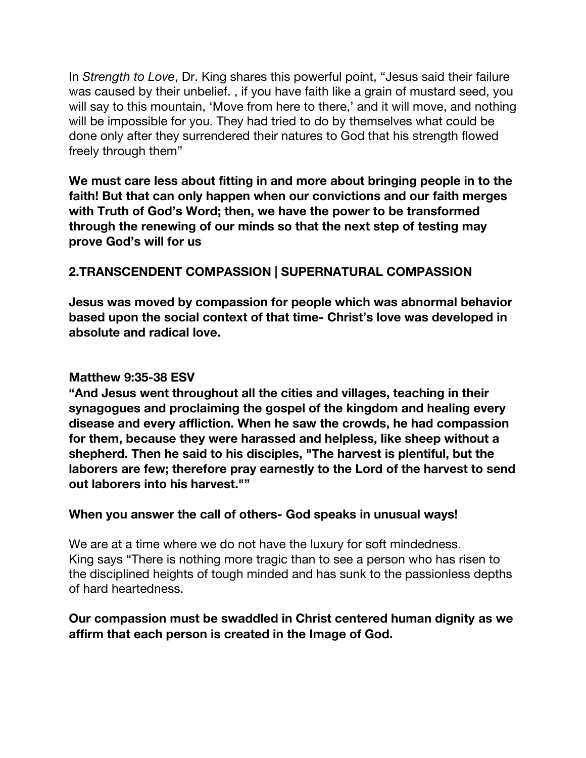In *Strength to Love*, Dr. King shares this powerful point, “Jesus said their failure was caused by their unbelief. , if you have faith like a grain of mustard seed, you will say to this mountain, ‘Move from here to there,’ and it will move, and nothing will be impossible for you. They had tried to do by themselves what could be done only after they surrendered their natures to God that his strength flowed freely through them”

**We must care less about fitting in and more about bringing people in to the faith! But that can only happen when our convictions and our faith merges with Truth of God’s Word; then, we have the power to be transformed through the renewing of our minds so that the next step of testing may prove God’s will for us**

**2.TRANSCENDENT COMPASSION | SUPERNATURAL COMPASSION**

**Jesus was moved by compassion for people which was abnormal behavior based upon the social context of that time- Christ’s love was developed in absolute and radical love.**

**Matthew 9:35-38 ESV**
**“And Jesus went throughout all the cities and villages, teaching in their synagogues and proclaiming the gospel of the kingdom and healing every disease and every affliction. When he saw the crowds, he had compassion for them, because they were harassed and helpless, like sheep without a shepherd. Then he said to his disciples, "The harvest is plentiful, but the laborers are few; therefore pray earnestly to the Lord of the harvest to send out laborers into his harvest."”**

**When you answer the call of others- God speaks in unusual ways!**

We are at a time where we do not have the luxury for soft mindedness.
King says “There is nothing more tragic than to see a person who has risen to the disciplined heights of tough minded and has sunk to the passionless depths of hard heartedness.

**Our compassion must be swaddled in Christ centered human dignity as we affirm that each person is created in the Image of God.**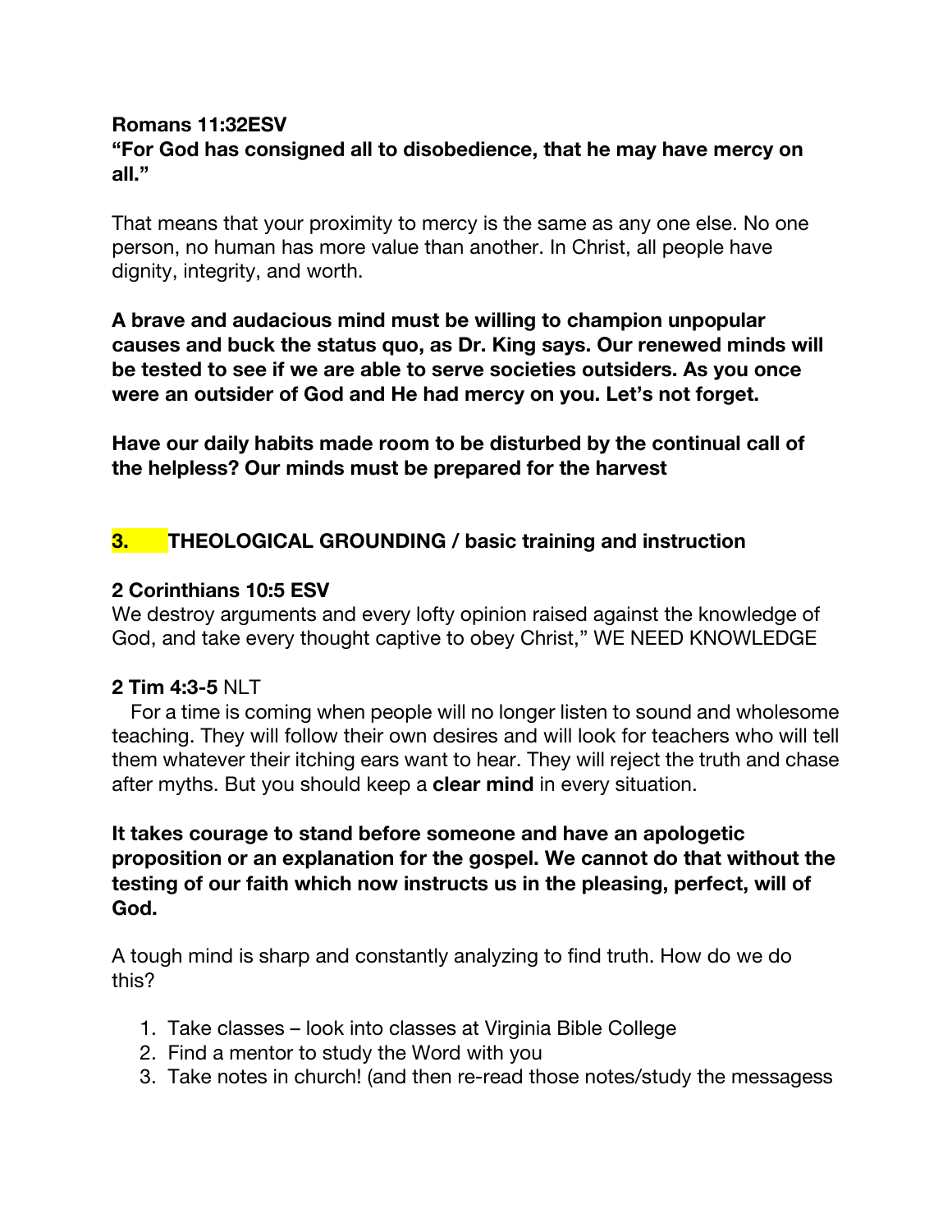**Romans 11:32ESV**
**"For God has consigned all to disobedience, that he may have mercy on all."**

That means that your proximity to mercy is the same as any one else. No one person, no human has more value than another. In Christ, all people have dignity, integrity, and worth.

**A brave and audacious mind must be willing to champion unpopular causes and buck the status quo, as Dr. King says. Our renewed minds will be tested to see if we are able to serve societies outsiders. As you once were an outsider of God and He had mercy on you. Let's not forget.**

**Have our daily habits made room to be disturbed by the continual call of the helpless? Our minds must be prepared for the harvest**

## 3. THEOLOGICAL GROUNDING / basic training and instruction

**2 Corinthians 10:5 ESV**
We destroy arguments and every lofty opinion raised against the knowledge of God, and take every thought captive to obey Christ," WE NEED KNOWLEDGE

**2 Tim 4:3-5** NLT
For a time is coming when people will no longer listen to sound and wholesome teaching. They will follow their own desires and will look for teachers who will tell them whatever their itching ears want to hear. They will reject the truth and chase after myths. But you should keep a **clear mind** in every situation.

**It takes courage to stand before someone and have an apologetic proposition or an explanation for the gospel. We cannot do that without the testing of our faith which now instructs us in the pleasing, perfect, will of God.**

A tough mind is sharp and constantly analyzing to find truth. How do we do this?

1. Take classes – look into classes at Virginia Bible College
2. Find a mentor to study the Word with you
3. Take notes in church! (and then re-read those notes/study the messagess